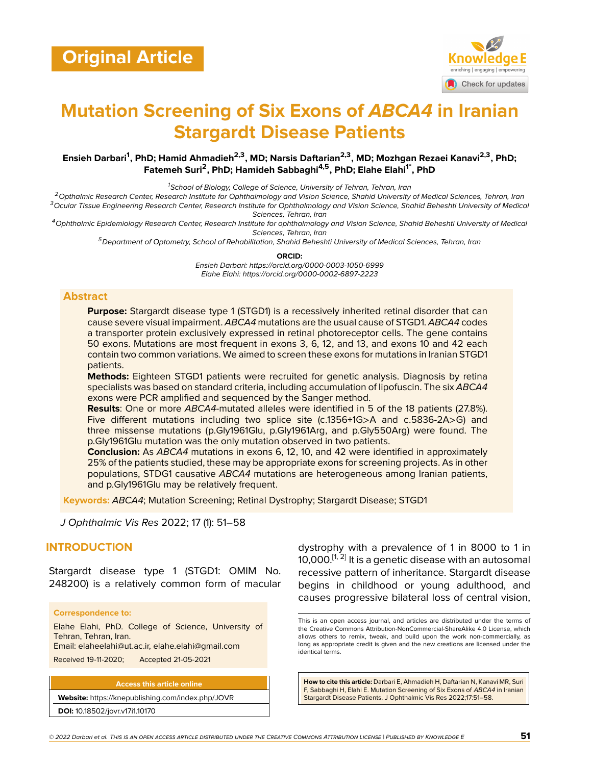Original Article

# Mutation Screening of Six Exons of *ABCA4* in Iranian Stargardt Disease Patients

**Ensieh Darbari[1], PhD; Hamid Ahmadieh[2,3], MD; Narsis Daftarian[2,3], MD; Mozhgan Rezaei Kanavi[2,3], PhD; Fatemeh Suri[2], PhD; Hamideh Sabbaghi[4,5], PhD; Elahe Elahi[1*], PhD**

[1]*School of Biology, College of Science, University of Tehran, Tehran, Iran*
[2]*Opthalmic Research Center, Research Institute for Ophthalmology and Vision Science, Shahid University of Medical Sciences, Tehran, Iran*
[3]*Ocular Tissue Engineering Research Center, Research Institute for Ophthalmology and Vision Science, Shahid Beheshti University of Medical Sciences, Tehran, Iran*
[4]*Ophthalmic Epidemiology Research Center, Research Institute for ophthalmology and Vision Science, Shahid Beheshti University of Medical Sciences, Tehran, Iran*
[5]*Department of Optometry, School of Rehabilitation, Shahid Beheshti University of Medical Sciences, Tehran, Iran*

**ORCID:**
*Ensieh Darbari: https://orcid.org/0000-0003-1050-6999*
*Elahe Elahi: https://orcid.org/0000-0002-6897-2223*

## Abstract

**Purpose:** Stargardt disease type 1 (STGD1) is a recessively inherited retinal disorder that can cause severe visual impairment. *ABCA4* mutations are the usual cause of STGD1. *ABCA4* codes a transporter protein exclusively expressed in retinal photoreceptor cells. The gene contains 50 exons. Mutations are most frequent in exons 3, 6, 12, and 13, and exons 10 and 42 each contain two common variations. We aimed to screen these exons for mutations in Iranian STGD1 patients.

**Methods:** Eighteen STGD1 patients were recruited for genetic analysis. Diagnosis by retina specialists was based on standard criteria, including accumulation of lipofuscin. The six *ABCA4* exons were PCR amplified and sequenced by the Sanger method.

**Results**: One or more *ABCA4*-mutated alleles were identified in 5 of the 18 patients (27.8%). Five different mutations including two splice site (c.1356+1G>A and c.5836-2A>G) and three missense mutations (p.Gly1961Glu, p.Gly1961Arg, and p.Gly550Arg) were found. The p.Gly1961Glu mutation was the only mutation observed in two patients.

**Conclusion:** As *ABCA4* mutations in exons 6, 12, 10, and 42 were identified in approximately 25% of the patients studied, these may be appropriate exons for screening projects. As in other populations, STDG1 causative *ABCA4* mutations are heterogeneous among Iranian patients, and p.Gly1961Glu may be relatively frequent.

**Keywords:** *ABCA4*; Mutation Screening; Retinal Dystrophy; Stargardt Disease; STGD1

*J Ophthalmic Vis Res* 2022; 17 (1): 51–58

## INTRODUCTION

Stargardt disease type 1 (STGD1: OMIM No. 248200) is a relatively common form of macular dystrophy with a prevalence of 1 in 8000 to 1 in 10,000.[1, 2] It is a genetic disease with an autosomal recessive pattern of inheritance. Stargardt disease begins in childhood or young adulthood, and causes progressive bilateral loss of central vision,

**Correspondence to:**
Elahe Elahi, PhD. College of Science, University of Tehran, Tehran, Iran.
Email: elaheelahi@ut.ac.ir, elahe.elahi@gmail.com

Received 19-11-2020; Accepted 21-05-2021

**Access this article online**
**Website:** https://knepublishing.com/index.php/JOVR
**DOI:** 10.18502/jovr.v17i1.10170

This is an open access journal, and articles are distributed under the terms of the Creative Commons Attribution-NonCommercial-ShareAlike 4.0 License, which allows others to remix, tweak, and build upon the work non-commercially, as long as appropriate credit is given and the new creations are licensed under the identical terms.

**How to cite this article:** Darbari E, Ahmadieh H, Daftarian N, Kanavi MR, Suri F, Sabbaghi H, Elahi E. Mutation Screening of Six Exons of *ABCA4* in Iranian Stargardt Disease Patients. J Ophthalmic Vis Res 2022;17:51–58.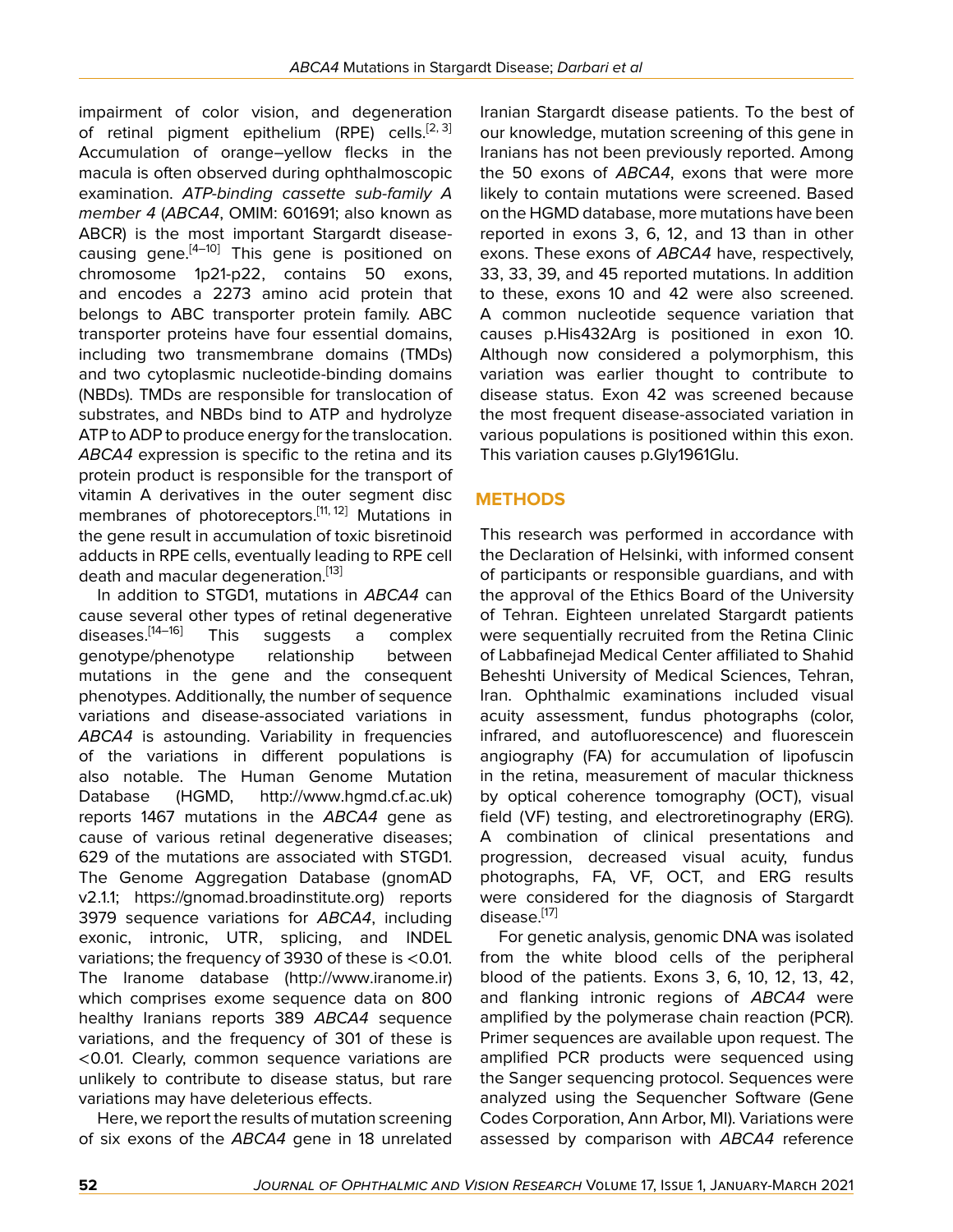impairment of color vision, and degeneration of retinal pigment epithelium (RPE) cells.[2, 3] Accumulation of orange–yellow flecks in the macula is often observed during ophthalmoscopic examination. *ATP-binding cassette sub-family A member 4* (*ABCA4*, OMIM: 601691; also known as ABCR) is the most important Stargardt disease-causing gene.[4–10] This gene is positioned on chromosome 1p21-p22, contains 50 exons, and encodes a 2273 amino acid protein that belongs to ABC transporter protein family. ABC transporter proteins have four essential domains, including two transmembrane domains (TMDs) and two cytoplasmic nucleotide-binding domains (NBDs). TMDs are responsible for translocation of substrates, and NBDs bind to ATP and hydrolyze ATP to ADP to produce energy for the translocation. *ABCA4* expression is specific to the retina and its protein product is responsible for the transport of vitamin A derivatives in the outer segment disc membranes of photoreceptors.[11, 12] Mutations in the gene result in accumulation of toxic bisretinoid adducts in RPE cells, eventually leading to RPE cell death and macular degeneration.[13]

In addition to STGD1, mutations in *ABCA4* can cause several other types of retinal degenerative diseases.[14–16] This suggests a complex genotype/phenotype relationship between mutations in the gene and the consequent phenotypes. Additionally, the number of sequence variations and disease-associated variations in *ABCA4* is astounding. Variability in frequencies of the variations in different populations is also notable. The Human Genome Mutation Database (HGMD, http://www.hgmd.cf.ac.uk) reports 1467 mutations in the *ABCA4* gene as cause of various retinal degenerative diseases; 629 of the mutations are associated with STGD1. The Genome Aggregation Database (gnomAD v2.1.1; https://gnomad.broadinstitute.org) reports 3979 sequence variations for *ABCA4*, including exonic, intronic, UTR, splicing, and INDEL variations; the frequency of 3930 of these is <0.01. The Iranome database (http://www.iranome.ir) which comprises exome sequence data on 800 healthy Iranians reports 389 *ABCA4* sequence variations, and the frequency of 301 of these is <0.01. Clearly, common sequence variations are unlikely to contribute to disease status, but rare variations may have deleterious effects.

Here, we report the results of mutation screening of six exons of the *ABCA4* gene in 18 unrelated Iranian Stargardt disease patients. To the best of our knowledge, mutation screening of this gene in Iranians has not been previously reported. Among the 50 exons of *ABCA4*, exons that were more likely to contain mutations were screened. Based on the HGMD database, more mutations have been reported in exons 3, 6, 12, and 13 than in other exons. These exons of *ABCA4* have, respectively, 33, 33, 39, and 45 reported mutations. In addition to these, exons 10 and 42 were also screened. A common nucleotide sequence variation that causes p.His432Arg is positioned in exon 10. Although now considered a polymorphism, this variation was earlier thought to contribute to disease status. Exon 42 was screened because the most frequent disease-associated variation in various populations is positioned within this exon. This variation causes p.Gly1961Glu.

## METHODS

This research was performed in accordance with the Declaration of Helsinki, with informed consent of participants or responsible guardians, and with the approval of the Ethics Board of the University of Tehran. Eighteen unrelated Stargardt patients were sequentially recruited from the Retina Clinic of Labbafinejad Medical Center affiliated to Shahid Beheshti University of Medical Sciences, Tehran, Iran. Ophthalmic examinations included visual acuity assessment, fundus photographs (color, infrared, and autofluorescence) and fluorescein angiography (FA) for accumulation of lipofuscin in the retina, measurement of macular thickness by optical coherence tomography (OCT), visual field (VF) testing, and electroretinography (ERG). A combination of clinical presentations and progression, decreased visual acuity, fundus photographs, FA, VF, OCT, and ERG results were considered for the diagnosis of Stargardt disease.[17]

For genetic analysis, genomic DNA was isolated from the white blood cells of the peripheral blood of the patients. Exons 3, 6, 10, 12, 13, 42, and flanking intronic regions of *ABCA4* were amplified by the polymerase chain reaction (PCR). Primer sequences are available upon request. The amplified PCR products were sequenced using the Sanger sequencing protocol. Sequences were analyzed using the Sequencher Software (Gene Codes Corporation, Ann Arbor, MI). Variations were assessed by comparison with *ABCA4* reference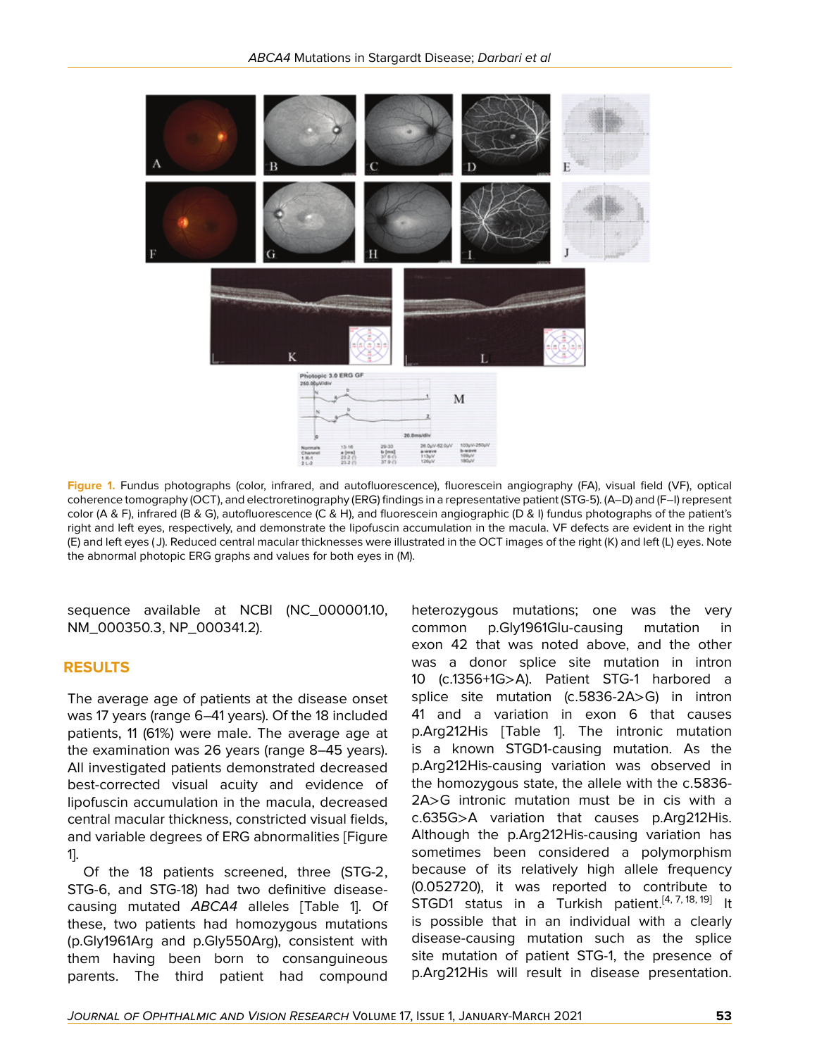**Figure 1.** Fundus photographs (color, infrared, and autofluorescence), fluorescein angiography (FA), visual field (VF), optical coherence tomography (OCT), and electroretinography (ERG) findings in a representative patient (STG-5). (A–D) and (F–I) represent color (A & F), infrared (B & G), autofluorescence (C & H), and fluorescein angiographic (D & I) fundus photographs of the patient's right and left eyes, respectively, and demonstrate the lipofuscin accumulation in the macula. VF defects are evident in the right (E) and left eyes ( J). Reduced central macular thicknesses were illustrated in the OCT images of the right (K) and left (L) eyes. Note the abnormal photopic ERG graphs and values for both eyes in (M).

sequence available at NCBI (NC_000001.10, NM_000350.3, NP_000341.2).

## RESULTS

The average age of patients at the disease onset was 17 years (range 6–41 years). Of the 18 included patients, 11 (61%) were male. The average age at the examination was 26 years (range 8–45 years). All investigated patients demonstrated decreased best-corrected visual acuity and evidence of lipofuscin accumulation in the macula, decreased central macular thickness, constricted visual fields, and variable degrees of ERG abnormalities [Figure 1].

Of the 18 patients screened, three (STG-2, STG-6, and STG-18) had two definitive disease-causing mutated *ABCA4* alleles [Table 1]. Of these, two patients had homozygous mutations (p.Gly1961Arg and p.Gly550Arg), consistent with them having been born to consanguineous parents. The third patient had compound heterozygous mutations; one was the very common p.Gly1961Glu-causing mutation in exon 42 that was noted above, and the other was a donor splice site mutation in intron 10 (c.1356+1G>A). Patient STG-1 harbored a splice site mutation (c.5836-2A>G) in intron 41 and a variation in exon 6 that causes p.Arg212His [Table 1]. The intronic mutation is a known STGD1-causing mutation. As the p.Arg212His-causing variation was observed in the homozygous state, the allele with the c.5836-2A>G intronic mutation must be in cis with a c.635G>A variation that causes p.Arg212His. Although the p.Arg212His-causing variation has sometimes been considered a polymorphism because of its relatively high allele frequency (0.052720), it was reported to contribute to STGD1 status in a Turkish patient.[4, 7, 18, 19] It is possible that in an individual with a clearly disease-causing mutation such as the splice site mutation of patient STG-1, the presence of p.Arg212His will result in disease presentation.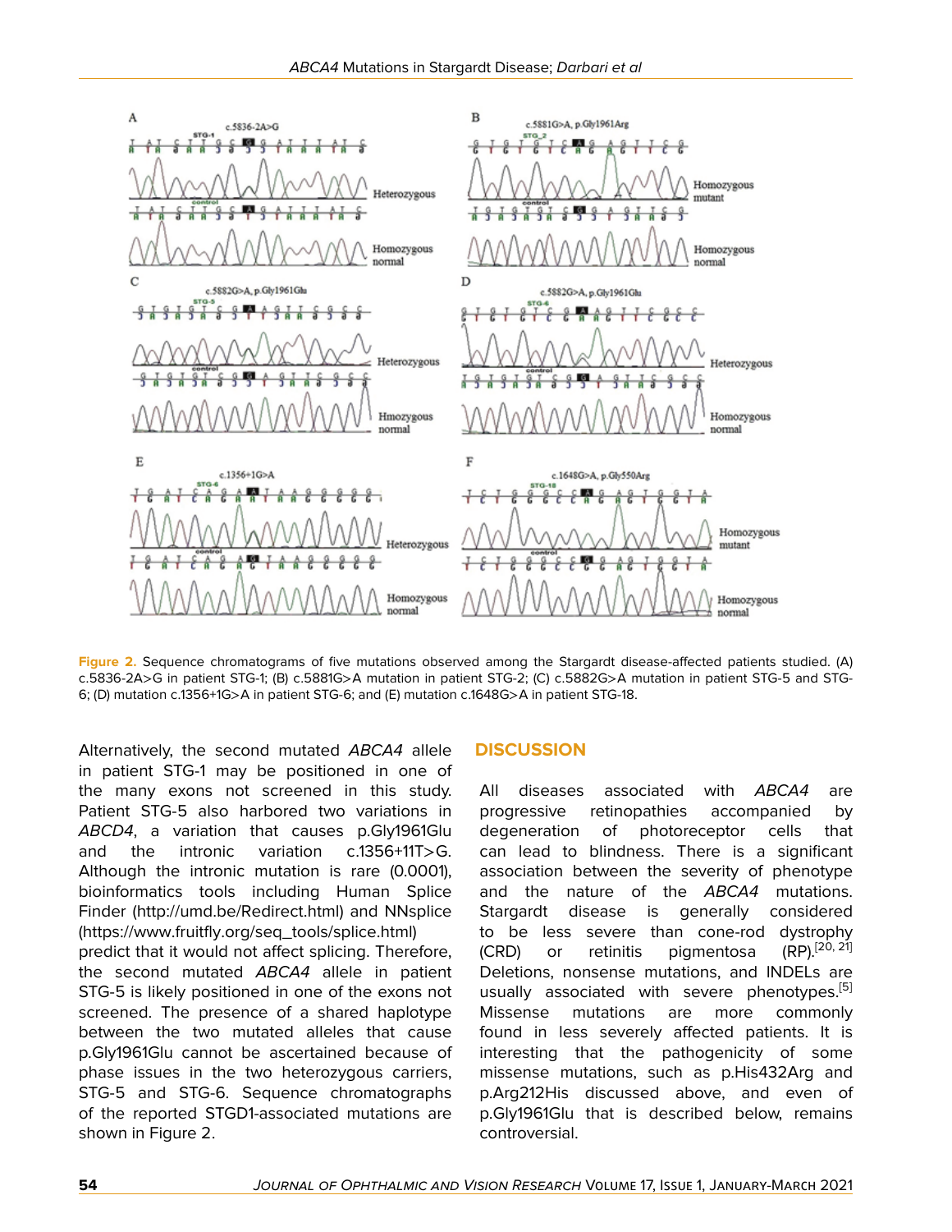**Figure 2.** Sequence chromatograms of five mutations observed among the Stargardt disease-affected patients studied. (A) c.5836-2A>G in patient STG-1; (B) c.5881G>A mutation in patient STG-2; (C) c.5882G>A mutation in patient STG-5 and STG-6; (D) mutation c.1356+1G>A in patient STG-6; and (E) mutation c.1648G>A in patient STG-18.

Alternatively, the second mutated *ABCA4* allele in patient STG-1 may be positioned in one of the many exons not screened in this study. Patient STG-5 also harbored two variations in *ABCD4*, a variation that causes p.Gly1961Glu and the intronic variation c.1356+11T>G. Although the intronic mutation is rare (0.0001), bioinformatics tools including Human Splice Finder (http://umd.be/Redirect.html) and NNsplice (https://www.fruitfly.org/seq_tools/splice.html) predict that it would not affect splicing. Therefore, the second mutated *ABCA4* allele in patient STG-5 is likely positioned in one of the exons not screened. The presence of a shared haplotype between the two mutated alleles that cause p.Gly1961Glu cannot be ascertained because of phase issues in the two heterozygous carriers, STG-5 and STG-6. Sequence chromatographs of the reported STGD1-associated mutations are shown in Figure 2.

## DISCUSSION

All diseases associated with *ABCA4* are progressive retinopathies accompanied by degeneration of photoreceptor cells that can lead to blindness. There is a significant association between the severity of phenotype and the nature of the *ABCA4* mutations. Stargardt disease is generally considered to be less severe than cone-rod dystrophy (CRD) or retinitis pigmentosa (RP).[20, 21] Deletions, nonsense mutations, and INDELs are usually associated with severe phenotypes.[5] Missense mutations are more commonly found in less severely affected patients. It is interesting that the pathogenicity of some missense mutations, such as p.His432Arg and p.Arg212His discussed above, and even of p.Gly1961Glu that is described below, remains controversial.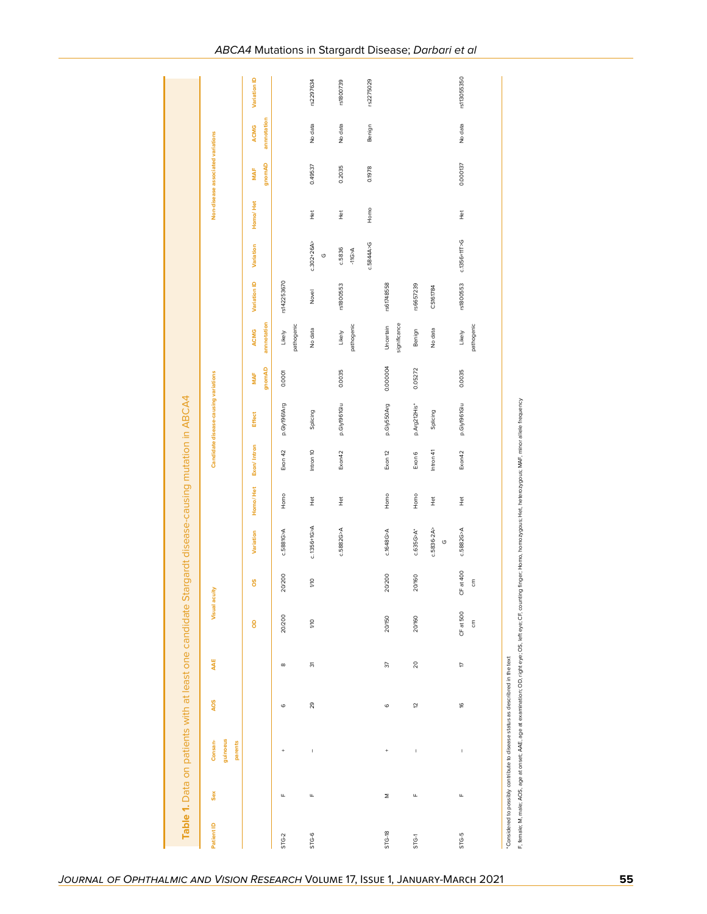**Table 1.** Data on patients with at least one candidate Stargardt disease-causing mutation in ABCA4

| Patient ID | Sex | Consanguineous parents | AOS | AAE | Visual acuity | | Candidate disease-causing variations | | | | | | | Non-disease associated variations | | | | |
|---|---|---|---|---|---|---|---|---|---|---|---|---|---|---|---|---|---|---|
| | | | | | OD | OS | Variation | Homo/Het | Exon/Intron | Effect | MAF gnomAD | ACMG annotation | Variation ID | Variation | Homo/Het | MAF gnomAD | ACMG annotation | Variation ID |
| STG-2 | F | + | 6 | 8 | 20/200 | 20/200 | c.5881G>A | Homo | Exon 42 | p.Gly1961Arg | 0.0001 | Likely pathogenic | rs142253670 | | | | | |
| STG-6 | F | – | 29 | 31 | 1/10 | 1/10 | c.1356+1G>A | Het | Intron 10 | Splicing | | No data | Novel | c.302+26A>G | Het | 0.49537 | No data | rs2297634 |
| | | | | | | | c.5882G>A | Het | Exon42 | p.Gly1961Glu | 0.0035 | Likely pathogenic | rs1800553 | c.5836-11G>A | Het | 0.2035 | No data | rs1800739 |
| | | | | | | | | | | | | | | c.5844A>G | Homo | 0.1978 | Benign | rs2275029 |
| STG-18 | M | + | 6 | 37 | 20/150 | 20/200 | c.1648G>A | Homo | Exon 12 | p.Gly550Arg | 0.000004 | Uncertain significance | rs61748558 | | | | | |
| STG-1 | F | – | 12 | 20 | 20/160 | 20/160 | c.635G>A* | Homo | Exon 6 | p.Arg212His* | 0.05272 | Benign | rs6657239 | | | | | |
| | | | | | | | c.5836-2A>G | Het | Intron 41 | Splicing | | No data | CS161784 | | | | | |
| STG-5 | F | – | 16 | 17 | CF at 500 cm | CF at 400 cm | c.5882G>A | Het | Exon42 | p.Gly1961Glu | 0.0035 | Likely pathogenic | rs1800553 | c.1356+11T>G | Het | 0.000137 | No data | rs113055350 |

*Considered to possibly contribute to disease status as described in the text

F, female; M, male; AOS, age at onset; AAE, age at examination; OD, right eye; OS, left eye; CF, counting finger; Homo, homozygous; Het, heterozygous; MAF, minor allele frequency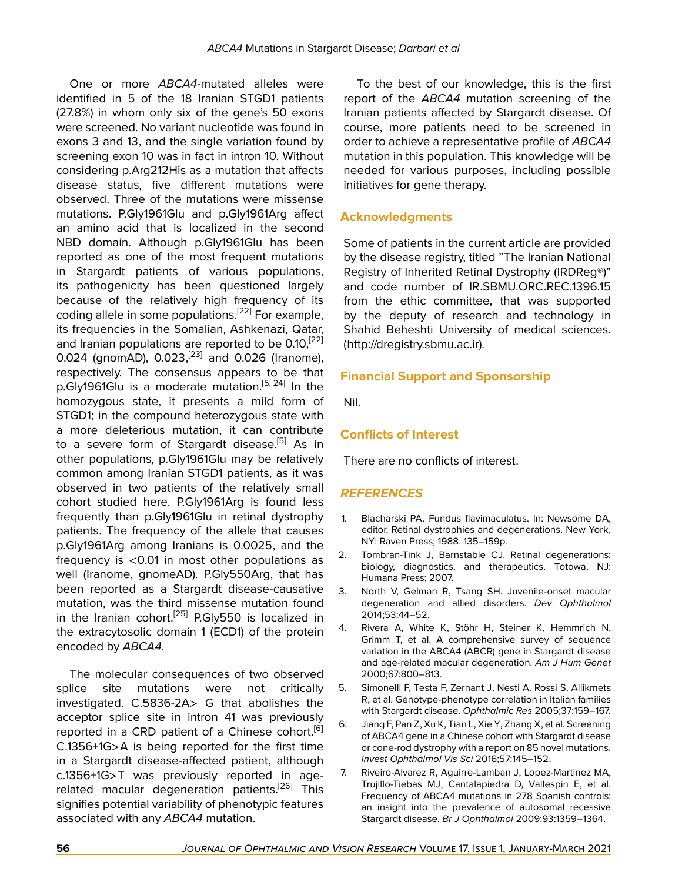One or more *ABCA4*-mutated alleles were identified in 5 of the 18 Iranian STGD1 patients (27.8%) in whom only six of the gene's 50 exons were screened. No variant nucleotide was found in exons 3 and 13, and the single variation found by screening exon 10 was in fact in intron 10. Without considering p.Arg212His as a mutation that affects disease status, five different mutations were observed. Three of the mutations were missense mutations. P.Gly1961Glu and p.Gly1961Arg affect an amino acid that is localized in the second NBD domain. Although p.Gly1961Glu has been reported as one of the most frequent mutations in Stargardt patients of various populations, its pathogenicity has been questioned largely because of the relatively high frequency of its coding allele in some populations.[22] For example, its frequencies in the Somalian, Ashkenazi, Qatar, and Iranian populations are reported to be 0.10,[22] 0.024 (gnomAD), 0.023,[23] and 0.026 (Iranome), respectively. The consensus appears to be that p.Gly1961Glu is a moderate mutation.[5, 24] In the homozygous state, it presents a mild form of STGD1; in the compound heterozygous state with a more deleterious mutation, it can contribute to a severe form of Stargardt disease.[5] As in other populations, p.Gly1961Glu may be relatively common among Iranian STGD1 patients, as it was observed in two patients of the relatively small cohort studied here. P.Gly1961Arg is found less frequently than p.Gly1961Glu in retinal dystrophy patients. The frequency of the allele that causes p.Gly1961Arg among Iranians is 0.0025, and the frequency is <0.01 in most other populations as well (Iranome, gnomeAD). P.Gly550Arg, that has been reported as a Stargardt disease-causative mutation, was the third missense mutation found in the Iranian cohort.[25] P.Gly550 is localized in the extracytosolic domain 1 (ECD1) of the protein encoded by *ABCA4*.

The molecular consequences of two observed splice site mutations were not critically investigated. C.5836-2A> G that abolishes the acceptor splice site in intron 41 was previously reported in a CRD patient of a Chinese cohort.[6] C.1356+1G>A is being reported for the first time in a Stargardt disease-affected patient, although c.1356+1G>T was previously reported in age-related macular degeneration patients.[26] This signifies potential variability of phenotypic features associated with any *ABCA4* mutation.

To the best of our knowledge, this is the first report of the *ABCA4* mutation screening of the Iranian patients affected by Stargardt disease. Of course, more patients need to be screened in order to achieve a representative profile of *ABCA4* mutation in this population. This knowledge will be needed for various purposes, including possible initiatives for gene therapy.

## Acknowledgments

Some of patients in the current article are provided by the disease registry, titled "The Iranian National Registry of Inherited Retinal Dystrophy (IRDReg®)" and code number of IR.SBMU.ORC.REC.1396.15 from the ethic committee, that was supported by the deputy of research and technology in Shahid Beheshti University of medical sciences. (http://dregistry.sbmu.ac.ir).

## Financial Support and Sponsorship

Nil.

## Conflicts of Interest

There are no conflicts of interest.

## REFERENCES

1. Blacharski PA. Fundus flavimaculatus. In: Newsome DA, editor. Retinal dystrophies and degenerations. New York, NY: Raven Press; 1988. 135–159p.
2. Tombran-Tink J, Barnstable CJ. Retinal degenerations: biology, diagnostics, and therapeutics. Totowa, NJ: Humana Press; 2007.
3. North V, Gelman R, Tsang SH. Juvenile-onset macular degeneration and allied disorders. *Dev Ophthalmol* 2014;53:44–52.
4. Rivera A, White K, Stöhr H, Steiner K, Hemmrich N, Grimm T, et al. A comprehensive survey of sequence variation in the ABCA4 (ABCR) gene in Stargardt disease and age-related macular degeneration. *Am J Hum Genet* 2000;67:800–813.
5. Simonelli F, Testa F, Zernant J, Nesti A, Rossi S, Allikmets R, et al. Genotype-phenotype correlation in Italian families with Stargardt disease. *Ophthalmic Res* 2005;37:159–167.
6. Jiang F, Pan Z, Xu K, Tian L, Xie Y, Zhang X, et al. Screening of ABCA4 gene in a Chinese cohort with Stargardt disease or cone-rod dystrophy with a report on 85 novel mutations. *Invest Ophthalmol Vis Sci* 2016;57:145–152.
7. Riveiro-Alvarez R, Aguirre-Lamban J, Lopez-Martinez MA, Trujillo-Tiebas MJ, Cantalapiedra D, Vallespin E, et al. Frequency of ABCA4 mutations in 278 Spanish controls: an insight into the prevalence of autosomal recessive Stargardt disease. *Br J Ophthalmol* 2009;93:1359–1364.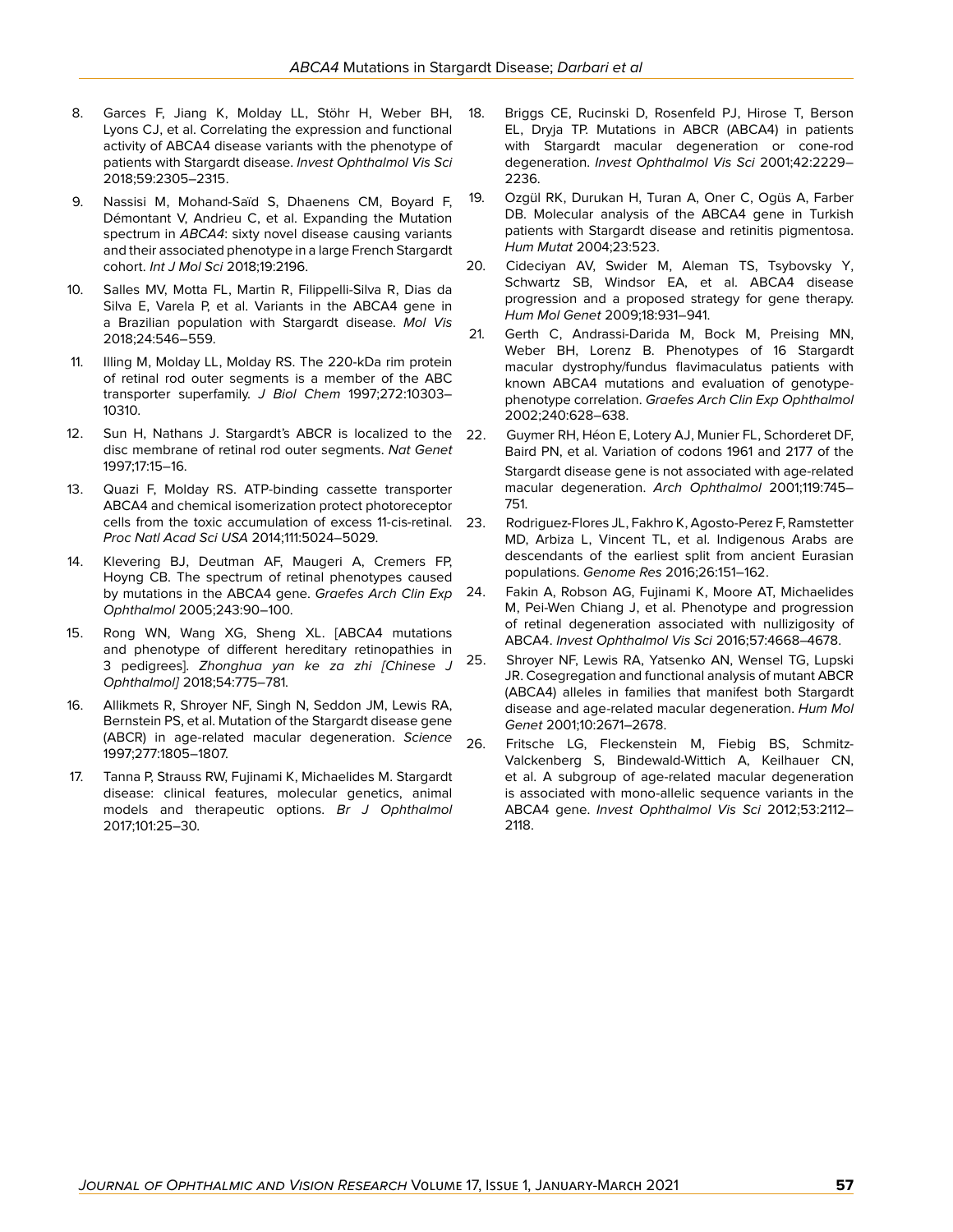8. Garces F, Jiang K, Molday LL, Stöhr H, Weber BH, Lyons CJ, et al. Correlating the expression and functional activity of ABCA4 disease variants with the phenotype of patients with Stargardt disease. *Invest Ophthalmol Vis Sci* 2018;59:2305–2315.

9. Nassisi M, Mohand-Saïd S, Dhaenens CM, Boyard F, Démontant V, Andrieu C, et al. Expanding the Mutation spectrum in *ABCA4*: sixty novel disease causing variants and their associated phenotype in a large French Stargardt cohort. *Int J Mol Sci* 2018;19:2196.

10. Salles MV, Motta FL, Martin R, Filippelli-Silva R, Dias da Silva E, Varela P, et al. Variants in the ABCA4 gene in a Brazilian population with Stargardt disease. *Mol Vis* 2018;24:546–559.

11. Illing M, Molday LL, Molday RS. The 220-kDa rim protein of retinal rod outer segments is a member of the ABC transporter superfamily. *J Biol Chem* 1997;272:10303–10310.

12. Sun H, Nathans J. Stargardt's ABCR is localized to the disc membrane of retinal rod outer segments. *Nat Genet* 1997;17:15–16.

13. Quazi F, Molday RS. ATP-binding cassette transporter ABCA4 and chemical isomerization protect photoreceptor cells from the toxic accumulation of excess 11-cis-retinal. *Proc Natl Acad Sci USA* 2014;111:5024–5029.

14. Klevering BJ, Deutman AF, Maugeri A, Cremers FP, Hoyng CB. The spectrum of retinal phenotypes caused by mutations in the ABCA4 gene. *Graefes Arch Clin Exp Ophthalmol* 2005;243:90–100.

15. Rong WN, Wang XG, Sheng XL. [ABCA4 mutations and phenotype of different hereditary retinopathies in 3 pedigrees]. *Zhonghua yan ke za zhi [Chinese J Ophthalmol]* 2018;54:775–781.

16. Allikmets R, Shroyer NF, Singh N, Seddon JM, Lewis RA, Bernstein PS, et al. Mutation of the Stargardt disease gene (ABCR) in age-related macular degeneration. *Science* 1997;277:1805–1807.

17. Tanna P, Strauss RW, Fujinami K, Michaelides M. Stargardt disease: clinical features, molecular genetics, animal models and therapeutic options. *Br J Ophthalmol* 2017;101:25–30.

18. Briggs CE, Rucinski D, Rosenfeld PJ, Hirose T, Berson EL, Dryja TP. Mutations in ABCR (ABCA4) in patients with Stargardt macular degeneration or cone-rod degeneration. *Invest Ophthalmol Vis Sci* 2001;42:2229–2236.

19. Ozgül RK, Durukan H, Turan A, Oner C, Ogüs A, Farber DB. Molecular analysis of the ABCA4 gene in Turkish patients with Stargardt disease and retinitis pigmentosa. *Hum Mutat* 2004;23:523.

20. Cideciyan AV, Swider M, Aleman TS, Tsybovsky Y, Schwartz SB, Windsor EA, et al. ABCA4 disease progression and a proposed strategy for gene therapy. *Hum Mol Genet* 2009;18:931–941.

21. Gerth C, Andrassi-Darida M, Bock M, Preising MN, Weber BH, Lorenz B. Phenotypes of 16 Stargardt macular dystrophy/fundus flavimaculatus patients with known ABCA4 mutations and evaluation of genotype-phenotype correlation. *Graefes Arch Clin Exp Ophthalmol* 2002;240:628–638.

22. Guymer RH, Héon E, Lotery AJ, Munier FL, Schorderet DF, Baird PN, et al. Variation of codons 1961 and 2177 of the Stargardt disease gene is not associated with age-related macular degeneration. *Arch Ophthalmol* 2001;119:745–751.

23. Rodriguez-Flores JL, Fakhro K, Agosto-Perez F, Ramstetter MD, Arbiza L, Vincent TL, et al. Indigenous Arabs are descendants of the earliest split from ancient Eurasian populations. *Genome Res* 2016;26:151–162.

24. Fakin A, Robson AG, Fujinami K, Moore AT, Michaelides M, Pei-Wen Chiang J, et al. Phenotype and progression of retinal degeneration associated with nullizigosity of ABCA4. *Invest Ophthalmol Vis Sci* 2016;57:4668–4678.

25. Shroyer NF, Lewis RA, Yatsenko AN, Wensel TG, Lupski JR. Cosegregation and functional analysis of mutant ABCR (ABCA4) alleles in families that manifest both Stargardt disease and age-related macular degeneration. *Hum Mol Genet* 2001;10:2671–2678.

26. Fritsche LG, Fleckenstein M, Fiebig BS, Schmitz-Valckenberg S, Bindewald-Wittich A, Keilhauer CN, et al. A subgroup of age-related macular degeneration is associated with mono-allelic sequence variants in the ABCA4 gene. *Invest Ophthalmol Vis Sci* 2012;53:2112–2118.